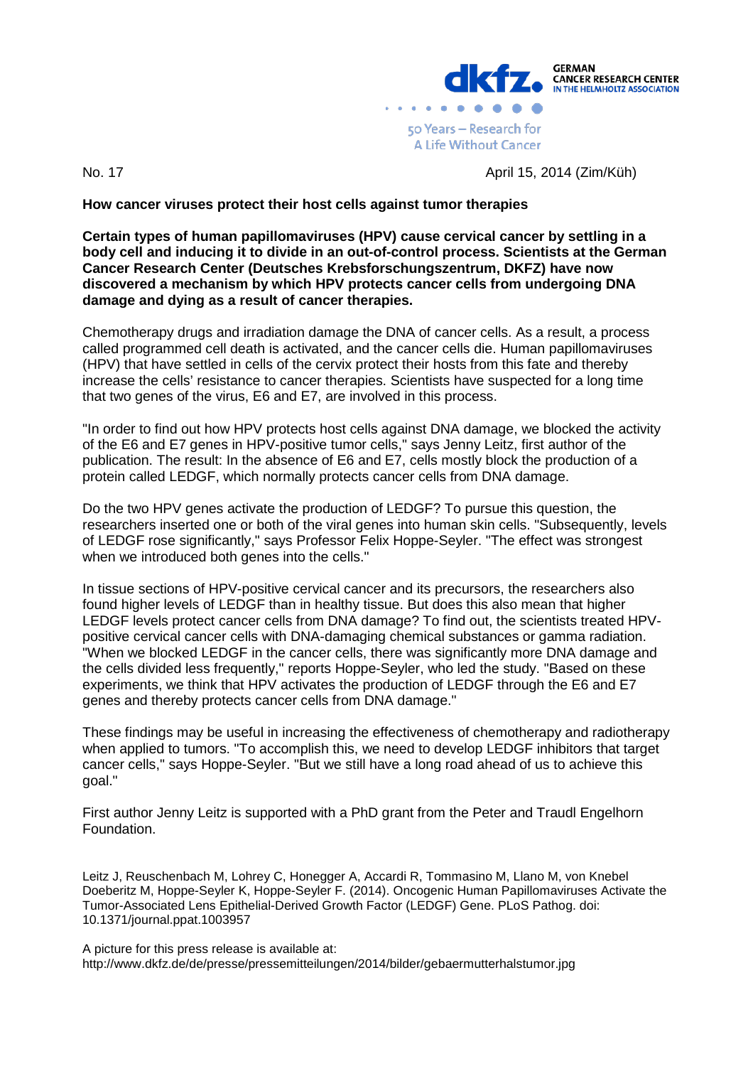GERMAN CANCER RESEARCH CENTER IN THE HELMHOLTZ ASSOCIATION

50 Years – Research for A Life Without Cancer

No. 17 April 15, 2014 (Zim/Küh)

**How cancer viruses protect their host cells against tumor therapies**

**Certain types of human papillomaviruses (HPV) cause cervical cancer by settling in a body cell and inducing it to divide in an out-of-control process. Scientists at the German Cancer Research Center (Deutsches Krebsforschungszentrum, DKFZ) have now discovered a mechanism by which HPV protects cancer cells from undergoing DNA damage and dying as a result of cancer therapies.**

Chemotherapy drugs and irradiation damage the DNA of cancer cells. As a result, a process called programmed cell death is activated, and the cancer cells die. Human papillomaviruses (HPV) that have settled in cells of the cervix protect their hosts from this fate and thereby increase the cells' resistance to cancer therapies. Scientists have suspected for a long time that two genes of the virus, E6 and E7, are involved in this process.

"In order to find out how HPV protects host cells against DNA damage, we blocked the activity of the E6 and E7 genes in HPV-positive tumor cells," says Jenny Leitz, first author of the publication. The result: In the absence of E6 and E7, cells mostly block the production of a protein called LEDGF, which normally protects cancer cells from DNA damage.

Do the two HPV genes activate the production of LEDGF? To pursue this question, the researchers inserted one or both of the viral genes into human skin cells. "Subsequently, levels of LEDGF rose significantly," says Professor Felix Hoppe-Seyler. "The effect was strongest when we introduced both genes into the cells."

In tissue sections of HPV-positive cervical cancer and its precursors, the researchers also found higher levels of LEDGF than in healthy tissue. But does this also mean that higher LEDGF levels protect cancer cells from DNA damage? To find out, the scientists treated HPV-positive cervical cancer cells with DNA-damaging chemical substances or gamma radiation. "When we blocked LEDGF in the cancer cells, there was significantly more DNA damage and the cells divided less frequently," reports Hoppe-Seyler, who led the study. "Based on these experiments, we think that HPV activates the production of LEDGF through the E6 and E7 genes and thereby protects cancer cells from DNA damage."

These findings may be useful in increasing the effectiveness of chemotherapy and radiotherapy when applied to tumors. "To accomplish this, we need to develop LEDGF inhibitors that target cancer cells," says Hoppe-Seyler. "But we still have a long road ahead of us to achieve this goal."

First author Jenny Leitz is supported with a PhD grant from the Peter and Traudl Engelhorn Foundation.

Leitz J, Reuschenbach M, Lohrey C, Honegger A, Accardi R, Tommasino M, Llano M, von Knebel Doeberitz M, Hoppe-Seyler K, Hoppe-Seyler F. (2014). Oncogenic Human Papillomaviruses Activate the Tumor-Associated Lens Epithelial-Derived Growth Factor (LEDGF) Gene. PLoS Pathog. doi: 10.1371/journal.ppat.1003957

A picture for this press release is available at:
http://www.dkfz.de/de/presse/pressemitteilungen/2014/bilder/gebaermutterhalstumor.jpg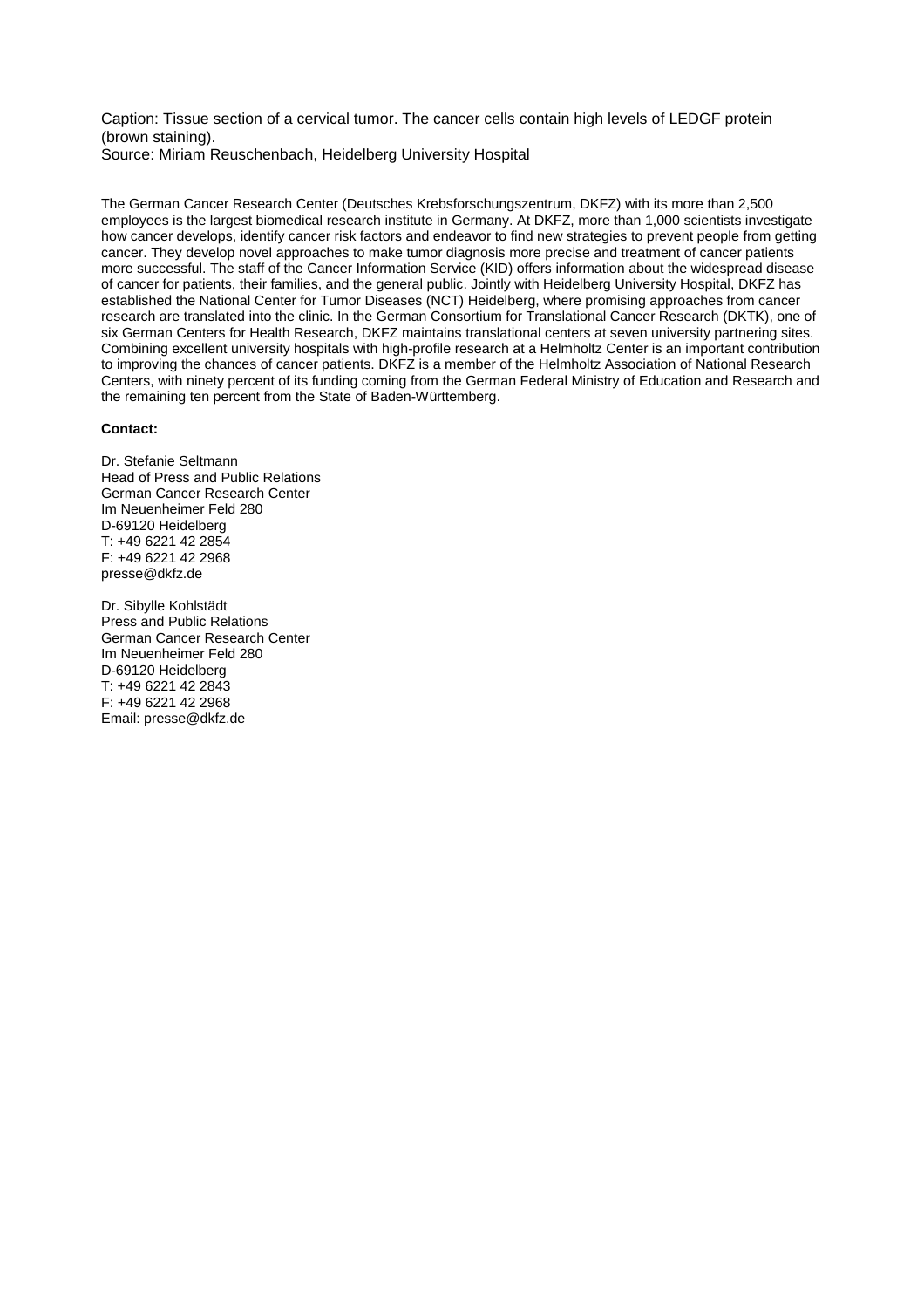Caption: Tissue section of a cervical tumor. The cancer cells contain high levels of LEDGF protein (brown staining).
Source: Miriam Reuschenbach, Heidelberg University Hospital

The German Cancer Research Center (Deutsches Krebsforschungszentrum, DKFZ) with its more than 2,500 employees is the largest biomedical research institute in Germany. At DKFZ, more than 1,000 scientists investigate how cancer develops, identify cancer risk factors and endeavor to find new strategies to prevent people from getting cancer. They develop novel approaches to make tumor diagnosis more precise and treatment of cancer patients more successful. The staff of the Cancer Information Service (KID) offers information about the widespread disease of cancer for patients, their families, and the general public. Jointly with Heidelberg University Hospital, DKFZ has established the National Center for Tumor Diseases (NCT) Heidelberg, where promising approaches from cancer research are translated into the clinic. In the German Consortium for Translational Cancer Research (DKTK), one of six German Centers for Health Research, DKFZ maintains translational centers at seven university partnering sites. Combining excellent university hospitals with high-profile research at a Helmholtz Center is an important contribution to improving the chances of cancer patients. DKFZ is a member of the Helmholtz Association of National Research Centers, with ninety percent of its funding coming from the German Federal Ministry of Education and Research and the remaining ten percent from the State of Baden-Württemberg.

**Contact:**

Dr. Stefanie Seltmann
Head of Press and Public Relations
German Cancer Research Center
Im Neuenheimer Feld 280
D-69120 Heidelberg
T: +49 6221 42 2854
F: +49 6221 42 2968
presse@dkfz.de

Dr. Sibylle Kohlstädt
Press and Public Relations
German Cancer Research Center
Im Neuenheimer Feld 280
D-69120 Heidelberg
T: +49 6221 42 2843
F: +49 6221 42 2968
Email: presse@dkfz.de